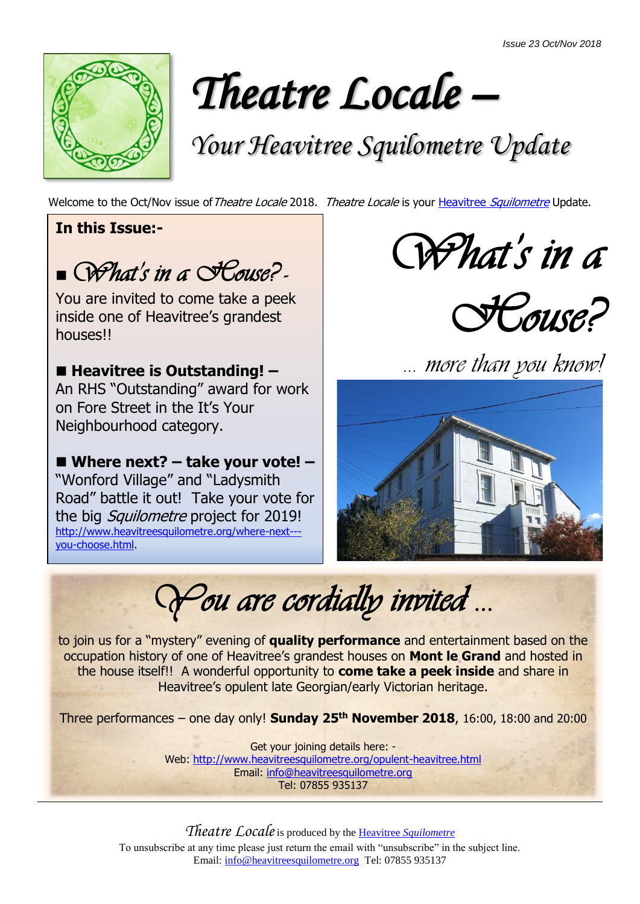Issue 23 Oct/Nov 2018

# *Theatre Locale –*

## *Your Heavitree Squilometre Update*

Welcome to the Oct/Nov issue of *Theatre Locale* 2018. *Theatre Locale* is your [Heavitree *Squilometre*]() Update.

**In this Issue:-**

- ***What's in a House?*** - You are invited to come take a peek inside one of Heavitree's grandest houses!!
- **Heavitree is Outstanding! –** An RHS "Outstanding" award for work on Fore Street in the It's Your Neighbourhood category.
- **Where next? – take your vote! –** "Wonford Village" and "Ladysmith Road" battle it out! Take your vote for the big *Squilometre* project for 2019! [http://www.heavitreesquilometre.org/where-next---you-choose.html](http://www.heavitreesquilometre.org/where-next---you-choose.html).

# *What's in a House?*

*… more than you know!*

## *You are cordially invited …*

to join us for a "mystery" evening of **quality performance** and entertainment based on the occupation history of one of Heavitree's grandest houses on **Mont le Grand** and hosted in the house itself!! A wonderful opportunity to **come take a peek inside** and share in Heavitree's opulent late Georgian/early Victorian heritage.

Three performances – one day only! **Sunday 25th November 2018**, 16:00, 18:00 and 20:00

Get your joining details here: -
Web: [http://www.heavitreesquilometre.org/opulent-heavitree.html](http://www.heavitreesquilometre.org/opulent-heavitree.html)
Email: [info@heavitreesquilometre.org](mailto:info@heavitreesquilometre.org)
Tel: 07855 935137

---

*Theatre Locale* is produced by the [Heavitree *Squilometre*]()
To unsubscribe at any time please just return the email with "unsubscribe" in the subject line.
Email: [info@heavitreesquilometre.org](mailto:info@heavitreesquilometre.org) Tel: 07855 935137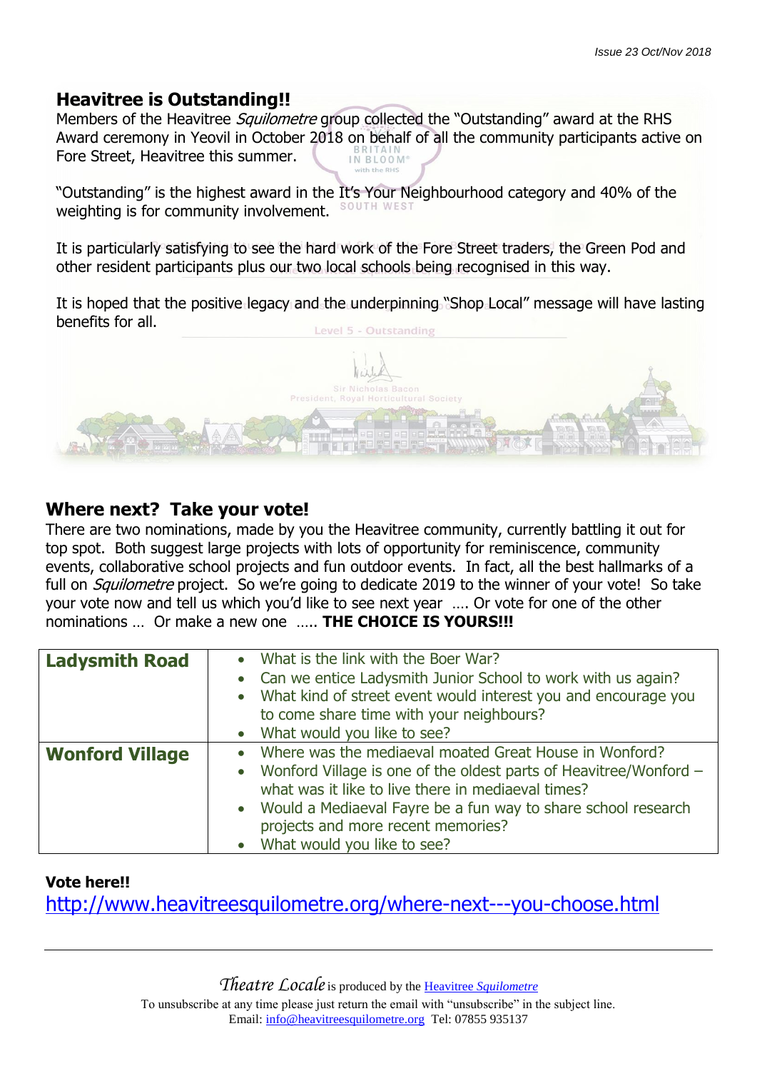## Heavitree is Outstanding!!

Members of the Heavitree *Squilometre* group collected the "Outstanding" award at the RHS Award ceremony in Yeovil in October 2018 on behalf of all the community participants active on Fore Street, Heavitree this summer.

"Outstanding" is the highest award in the It's Your Neighbourhood category and 40% of the weighting is for community involvement.

It is particularly satisfying to see the hard work of the Fore Street traders, the Green Pod and other resident participants plus our two local schools being recognised in this way.

It is hoped that the positive legacy and the underpinning "Shop Local" message will have lasting benefits for all.

## Where next? Take your vote!

There are two nominations, made by you the Heavitree community, currently battling it out for top spot. Both suggest large projects with lots of opportunity for reminiscence, community events, collaborative school projects and fun outdoor events. In fact, all the best hallmarks of a full on *Squilometre* project. So we're going to dedicate 2019 to the winner of your vote! So take your vote now and tell us which you'd like to see next year …. Or vote for one of the other nominations … Or make a new one ….. **THE CHOICE IS YOURS!!!**

| | |
|---|---|
| **Ladysmith Road** | • What is the link with the Boer War?<br>• Can we entice Ladysmith Junior School to work with us again?<br>• What kind of street event would interest you and encourage you to come share time with your neighbours?<br>• What would you like to see? |
| **Wonford Village** | • Where was the mediaeval moated Great House in Wonford?<br>• Wonford Village is one of the oldest parts of Heavitree/Wonford – what was it like to live there in mediaeval times?<br>• Would a Mediaeval Fayre be a fun way to share school research projects and more recent memories?<br>• What would you like to see? |

**Vote here!!**
http://www.heavitreesquilometre.org/where-next---you-choose.html

---

*Theatre Locale* is produced by the Heavitree *Squilometre*
To unsubscribe at any time please just return the email with "unsubscribe" in the subject line.
Email: info@heavitreesquilometre.org Tel: 07855 935137